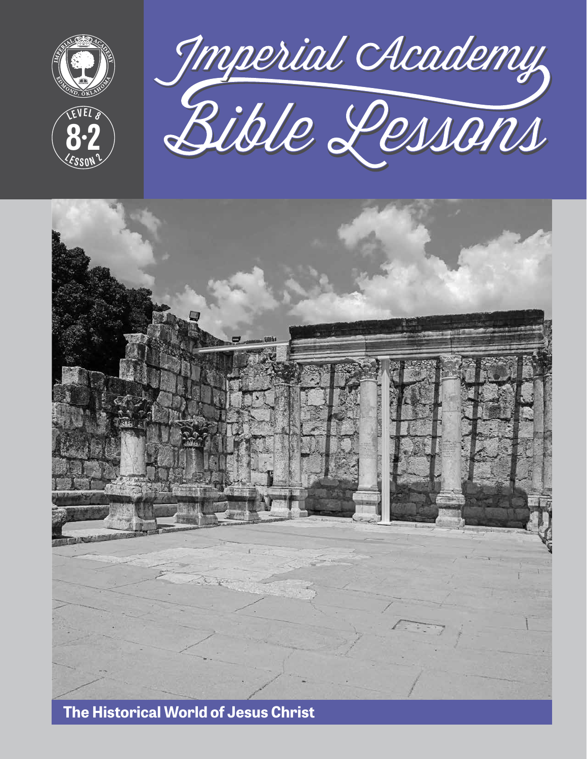IMPERIAL ACADEMY
EDMOND, OKLAHOMA

LEVEL 8
**8·2**
LESSON 2

# Imperial Academy Bible Lessons

**The Historical World of Jesus Christ**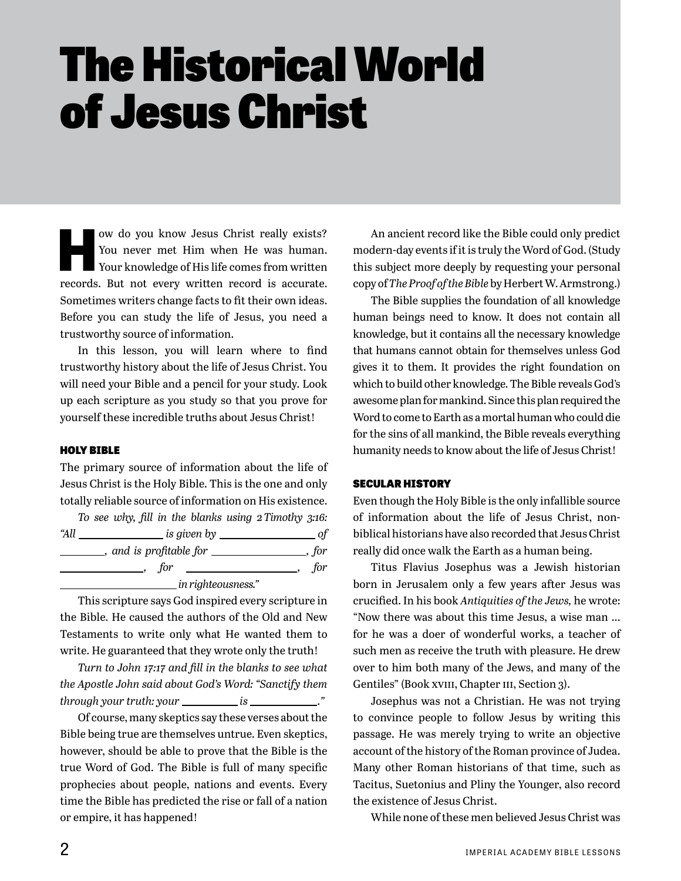# The Historical World of Jesus Christ

How do you know Jesus Christ really exists? You never met Him when He was human. Your knowledge of His life comes from written records. But not every written record is accurate. Sometimes writers change facts to fit their own ideas. Before you can study the life of Jesus, you need a trustworthy source of information.

In this lesson, you will learn where to find trustworthy history about the life of Jesus Christ. You will need your Bible and a pencil for your study. Look up each scripture as you study so that you prove for yourself these incredible truths about Jesus Christ!

### HOLY BIBLE

The primary source of information about the life of Jesus Christ is the Holy Bible. This is the one and only totally reliable source of information on His existence.

*To see why, fill in the blanks using 2 Timothy 3:16: "All \_\_\_\_\_\_\_\_\_\_ is given by \_\_\_\_\_\_\_\_\_\_ of \_\_\_\_\_\_\_\_, and is profitable for \_\_\_\_\_\_\_\_\_\_, for \_\_\_\_\_\_\_\_\_\_, for \_\_\_\_\_\_\_\_\_\_, for \_\_\_\_\_\_\_\_\_\_ in righteousness."*

This scripture says God inspired every scripture in the Bible. He caused the authors of the Old and New Testaments to write only what He wanted them to write. He guaranteed that they wrote only the truth!

*Turn to John 17:17 and fill in the blanks to see what the Apostle John said about God's Word: "Sanctify them through your truth: your \_\_\_\_\_\_\_\_ is \_\_\_\_\_\_\_\_\_\_."*

Of course, many skeptics say these verses about the Bible being true are themselves untrue. Even skeptics, however, should be able to prove that the Bible is the true Word of God. The Bible is full of many specific prophecies about people, nations and events. Every time the Bible has predicted the rise or fall of a nation or empire, it has happened!

An ancient record like the Bible could only predict modern-day events if it is truly the Word of God. (Study this subject more deeply by requesting your personal copy of *The Proof of the Bible* by Herbert W. Armstrong.)

The Bible supplies the foundation of all knowledge human beings need to know. It does not contain all knowledge, but it contains all the necessary knowledge that humans cannot obtain for themselves unless God gives it to them. It provides the right foundation on which to build other knowledge. The Bible reveals God's awesome plan for mankind. Since this plan required the Word to come to Earth as a mortal human who could die for the sins of all mankind, the Bible reveals everything humanity needs to know about the life of Jesus Christ!

### SECULAR HISTORY

Even though the Holy Bible is the only infallible source of information about the life of Jesus Christ, non-biblical historians have also recorded that Jesus Christ really did once walk the Earth as a human being.

Titus Flavius Josephus was a Jewish historian born in Jerusalem only a few years after Jesus was crucified. In his book *Antiquities of the Jews,* he wrote: "Now there was about this time Jesus, a wise man … for he was a doer of wonderful works, a teacher of such men as receive the truth with pleasure. He drew over to him both many of the Jews, and many of the Gentiles" (Book XVIII, Chapter III, Section 3).

Josephus was not a Christian. He was not trying to convince people to follow Jesus by writing this passage. He was merely trying to write an objective account of the history of the Roman province of Judea. Many other Roman historians of that time, such as Tacitus, Suetonius and Pliny the Younger, also record the existence of Jesus Christ.

While none of these men believed Jesus Christ was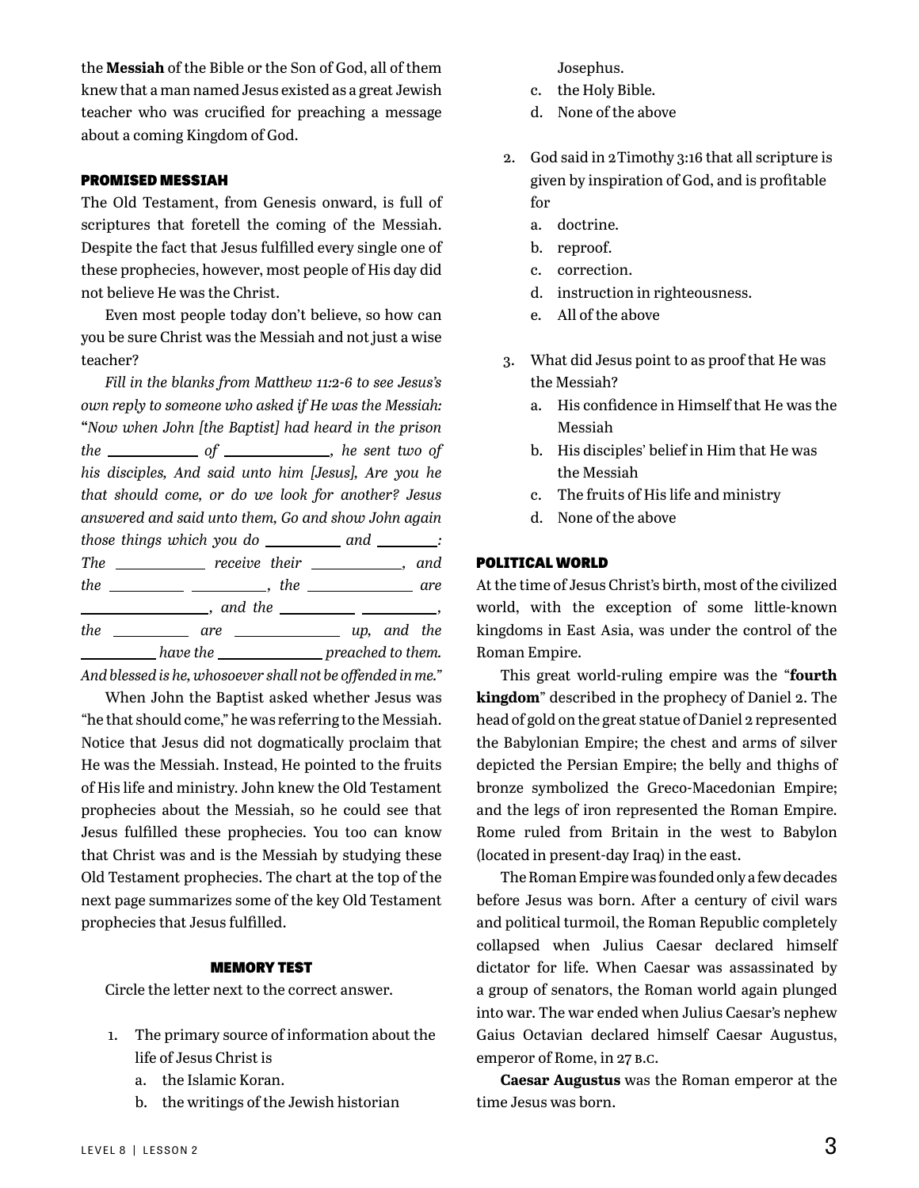the **Messiah** of the Bible or the Son of God, all of them knew that a man named Jesus existed as a great Jewish teacher who was crucified for preaching a message about a coming Kingdom of God.

### PROMISED MESSIAH

The Old Testament, from Genesis onward, is full of scriptures that foretell the coming of the Messiah. Despite the fact that Jesus fulfilled every single one of these prophecies, however, most people of His day did not believe He was the Christ.

Even most people today don't believe, so how can you be sure Christ was the Messiah and not just a wise teacher?

*Fill in the blanks from Matthew 11:2-6 to see Jesus's own reply to someone who asked if He was the Messiah:* "*Now when John [the Baptist] had heard in the prison the \_\_\_\_\_\_\_\_\_\_ of \_\_\_\_\_\_\_\_\_\_\_, he sent two of his disciples, And said unto him [Jesus], Are you he that should come, or do we look for another? Jesus answered and said unto them, Go and show John again those things which you do \_\_\_\_\_\_\_\_ and \_\_\_\_\_\_\_: The \_\_\_\_\_\_\_\_\_\_ receive their \_\_\_\_\_\_\_\_\_\_, and the \_\_\_\_\_\_\_\_ \_\_\_\_\_\_\_\_, the \_\_\_\_\_\_\_\_\_\_\_ are \_\_\_\_\_\_\_\_\_\_\_\_\_\_, and the \_\_\_\_\_\_\_\_ \_\_\_\_\_\_\_\_, the \_\_\_\_\_\_\_\_ are \_\_\_\_\_\_\_\_\_\_\_ up, and the \_\_\_\_\_\_\_\_ have the \_\_\_\_\_\_\_\_\_\_\_ preached to them. And blessed is he, whosoever shall not be offended in me.*"

When John the Baptist asked whether Jesus was "he that should come," he was referring to the Messiah. Notice that Jesus did not dogmatically proclaim that He was the Messiah. Instead, He pointed to the fruits of His life and ministry. John knew the Old Testament prophecies about the Messiah, so he could see that Jesus fulfilled these prophecies. You too can know that Christ was and is the Messiah by studying these Old Testament prophecies. The chart at the top of the next page summarizes some of the key Old Testament prophecies that Jesus fulfilled.

### MEMORY TEST

Circle the letter next to the correct answer.

1. The primary source of information about the life of Jesus Christ is
   a. the Islamic Koran.
   b. the writings of the Jewish historian Josephus.
   c. the Holy Bible.
   d. None of the above

2. God said in 2 Timothy 3:16 that all scripture is given by inspiration of God, and is profitable for
   a. doctrine.
   b. reproof.
   c. correction.
   d. instruction in righteousness.
   e. All of the above

3. What did Jesus point to as proof that He was the Messiah?
   a. His confidence in Himself that He was the Messiah
   b. His disciples' belief in Him that He was the Messiah
   c. The fruits of His life and ministry
   d. None of the above

### POLITICAL WORLD

At the time of Jesus Christ's birth, most of the civilized world, with the exception of some little-known kingdoms in East Asia, was under the control of the Roman Empire.

This great world-ruling empire was the "**fourth kingdom**" described in the prophecy of Daniel 2. The head of gold on the great statue of Daniel 2 represented the Babylonian Empire; the chest and arms of silver depicted the Persian Empire; the belly and thighs of bronze symbolized the Greco-Macedonian Empire; and the legs of iron represented the Roman Empire. Rome ruled from Britain in the west to Babylon (located in present-day Iraq) in the east.

The Roman Empire was founded only a few decades before Jesus was born. After a century of civil wars and political turmoil, the Roman Republic completely collapsed when Julius Caesar declared himself dictator for life. When Caesar was assassinated by a group of senators, the Roman world again plunged into war. The war ended when Julius Caesar's nephew Gaius Octavian declared himself Caesar Augustus, emperor of Rome, in 27 B.C.

**Caesar Augustus** was the Roman emperor at the time Jesus was born.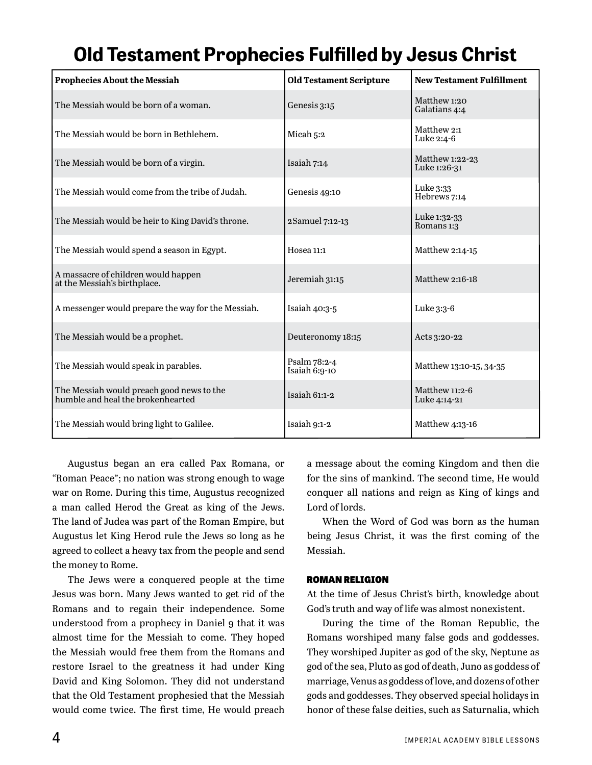# Old Testament Prophecies Fulfilled by Jesus Christ

| Prophecies About the Messiah | Old Testament Scripture | New Testament Fulfillment |
|---|---|---|
| The Messiah would be born of a woman. | Genesis 3:15 | Matthew 1:20<br>Galatians 4:4 |
| The Messiah would be born in Bethlehem. | Micah 5:2 | Matthew 2:1<br>Luke 2:4-6 |
| The Messiah would be born of a virgin. | Isaiah 7:14 | Matthew 1:22-23<br>Luke 1:26-31 |
| The Messiah would come from the tribe of Judah. | Genesis 49:10 | Luke 3:33<br>Hebrews 7:14 |
| The Messiah would be heir to King David's throne. | 2Samuel 7:12-13 | Luke 1:32-33<br>Romans 1:3 |
| The Messiah would spend a season in Egypt. | Hosea 11:1 | Matthew 2:14-15 |
| A massacre of children would happen at the Messiah's birthplace. | Jeremiah 31:15 | Matthew 2:16-18 |
| A messenger would prepare the way for the Messiah. | Isaiah 40:3-5 | Luke 3:3-6 |
| The Messiah would be a prophet. | Deuteronomy 18:15 | Acts 3:20-22 |
| The Messiah would speak in parables. | Psalm 78:2-4<br>Isaiah 6:9-10 | Matthew 13:10-15, 34-35 |
| The Messiah would preach good news to the humble and heal the brokenhearted | Isaiah 61:1-2 | Matthew 11:2-6<br>Luke 4:14-21 |
| The Messiah would bring light to Galilee. | Isaiah 9:1-2 | Matthew 4:13-16 |

Augustus began an era called Pax Romana, or "Roman Peace"; no nation was strong enough to wage war on Rome. During this time, Augustus recognized a man called Herod the Great as king of the Jews. The land of Judea was part of the Roman Empire, but Augustus let King Herod rule the Jews so long as he agreed to collect a heavy tax from the people and send the money to Rome.

The Jews were a conquered people at the time Jesus was born. Many Jews wanted to get rid of the Romans and to regain their independence. Some understood from a prophecy in Daniel 9 that it was almost time for the Messiah to come. They hoped the Messiah would free them from the Romans and restore Israel to the greatness it had under King David and King Solomon. They did not understand that the Old Testament prophesied that the Messiah would come twice. The first time, He would preach a message about the coming Kingdom and then die for the sins of mankind. The second time, He would conquer all nations and reign as King of kings and Lord of lords.

When the Word of God was born as the human being Jesus Christ, it was the first coming of the Messiah.

### ROMAN RELIGION

At the time of Jesus Christ's birth, knowledge about God's truth and way of life was almost nonexistent.

During the time of the Roman Republic, the Romans worshiped many false gods and goddesses. They worshiped Jupiter as god of the sky, Neptune as god of the sea, Pluto as god of death, Juno as goddess of marriage, Venus as goddess of love, and dozens of other gods and goddesses. They observed special holidays in honor of these false deities, such as Saturnalia, which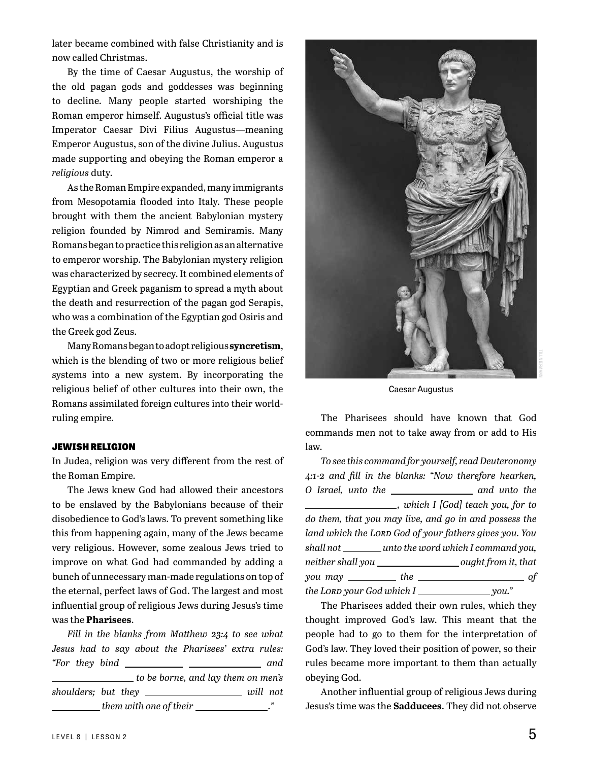later became combined with false Christianity and is now called Christmas.

By the time of Caesar Augustus, the worship of the old pagan gods and goddesses was beginning to decline. Many people started worshiping the Roman emperor himself. Augustus's official title was Imperator Caesar Divi Filius Augustus—meaning Emperor Augustus, son of the divine Julius. Augustus made supporting and obeying the Roman emperor a *religious* duty.

As the Roman Empire expanded, many immigrants from Mesopotamia flooded into Italy. These people brought with them the ancient Babylonian mystery religion founded by Nimrod and Semiramis. Many Romans began to practice this religion as an alternative to emperor worship. The Babylonian mystery religion was characterized by secrecy. It combined elements of Egyptian and Greek paganism to spread a myth about the death and resurrection of the pagan god Serapis, who was a combination of the Egyptian god Osiris and the Greek god Zeus.

Many Romans began to adopt religious **syncretism**, which is the blending of two or more religious belief systems into a new system. By incorporating the religious belief of other cultures into their own, the Romans assimilated foreign cultures into their world-ruling empire.

Caesar Augustus

### JEWISH RELIGION

In Judea, religion was very different from the rest of the Roman Empire.

The Jews knew God had allowed their ancestors to be enslaved by the Babylonians because of their disobedience to God's laws. To prevent something like this from happening again, many of the Jews became very religious. However, some zealous Jews tried to improve on what God had commanded by adding a bunch of unnecessary man-made regulations on top of the eternal, perfect laws of God. The largest and most influential group of religious Jews during Jesus's time was the **Pharisees**.

*Fill in the blanks from Matthew 23:4 to see what Jesus had to say about the Pharisees' extra rules: "For they bind ________ ________ and ________ to be borne, and lay them on men's shoulders; but they ________ will not ________ them with one of their ________."*

The Pharisees should have known that God commands men not to take away from or add to His law.

*To see this command for yourself, read Deuteronomy 4:1-2 and fill in the blanks: "Now therefore hearken, O Israel, unto the ________ and unto the ________, which I [God] teach you, for to do them, that you may live, and go in and possess the land which the Lord God of your fathers gives you. You shall not ________ unto the word which I command you, neither shall you ________ ought from it, that you may ________ the ________ of the Lord your God which I ________ you."*

The Pharisees added their own rules, which they thought improved God's law. This meant that the people had to go to them for the interpretation of God's law. They loved their position of power, so their rules became more important to them than actually obeying God.

Another influential group of religious Jews during Jesus's time was the **Sadducees**. They did not observe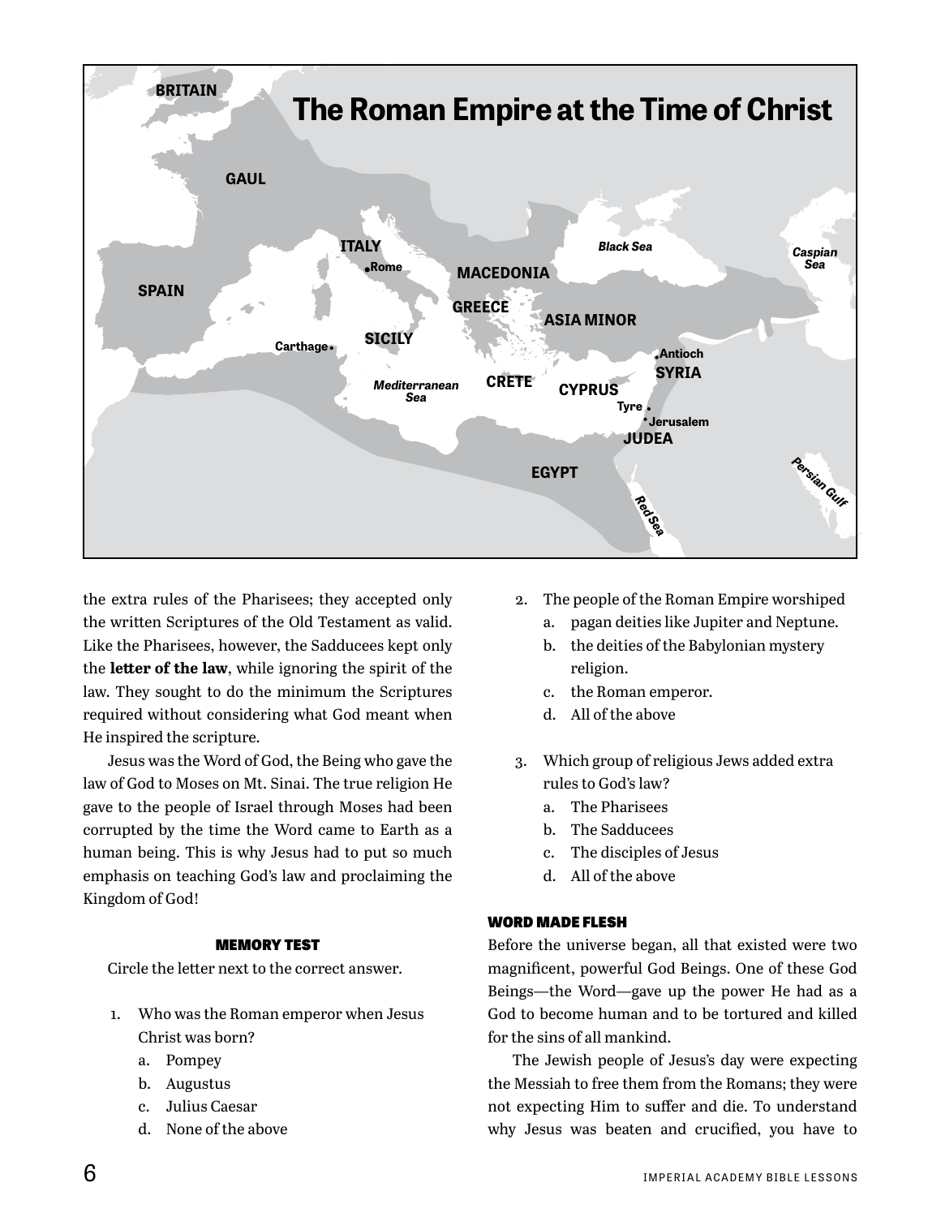## The Roman Empire at the Time of Christ

BRITAIN
GAUL
SPAIN
ITALY
Rome
MACEDONIA
GREECE
ASIA MINOR
SICILY
Carthage
CRETE
CYPRUS
Antioch
SYRIA
Tyre
Jerusalem
JUDEA
EGYPT
*Black Sea*
*Caspian Sea*
*Mediterranean Sea*
*Red Sea*
*Persian Gulf*

the extra rules of the Pharisees; they accepted only the written Scriptures of the Old Testament as valid. Like the Pharisees, however, the Sadducees kept only the **letter of the law**, while ignoring the spirit of the law. They sought to do the minimum the Scriptures required without considering what God meant when He inspired the scripture.

Jesus was the Word of God, the Being who gave the law of God to Moses on Mt. Sinai. The true religion He gave to the people of Israel through Moses had been corrupted by the time the Word came to Earth as a human being. This is why Jesus had to put so much emphasis on teaching God's law and proclaiming the Kingdom of God!

#### MEMORY TEST

Circle the letter next to the correct answer.

1. Who was the Roman emperor when Jesus Christ was born?
   a. Pompey
   b. Augustus
   c. Julius Caesar
   d. None of the above

2. The people of the Roman Empire worshiped
   a. pagan deities like Jupiter and Neptune.
   b. the deities of the Babylonian mystery religion.
   c. the Roman emperor.
   d. All of the above

3. Which group of religious Jews added extra rules to God's law?
   a. The Pharisees
   b. The Sadducees
   c. The disciples of Jesus
   d. All of the above

#### WORD MADE FLESH

Before the universe began, all that existed were two magnificent, powerful God Beings. One of these God Beings—the Word—gave up the power He had as a God to become human and to be tortured and killed for the sins of all mankind.

The Jewish people of Jesus's day were expecting the Messiah to free them from the Romans; they were not expecting Him to suffer and die. To understand why Jesus was beaten and crucified, you have to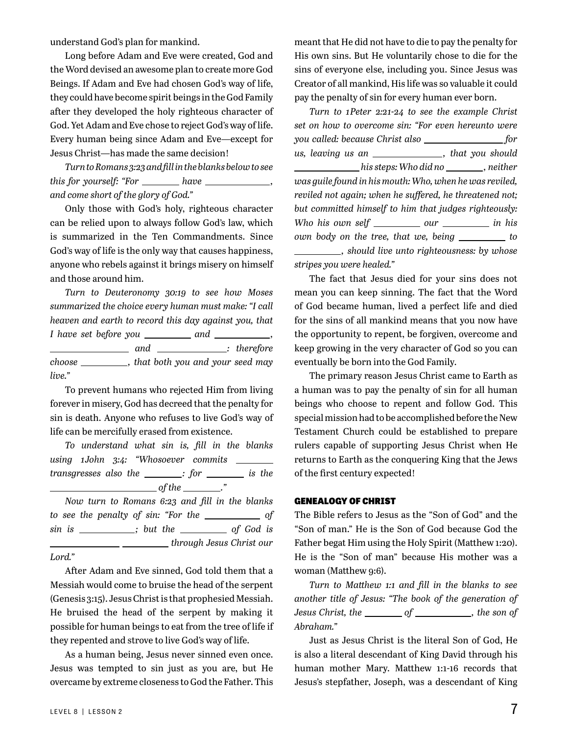understand God's plan for mankind.

Long before Adam and Eve were created, God and the Word devised an awesome plan to create more God Beings. If Adam and Eve had chosen God's way of life, they could have become spirit beings in the God Family after they developed the holy righteous character of God. Yet Adam and Eve chose to reject God's way of life. Every human being since Adam and Eve—except for Jesus Christ—has made the same decision!

*Turn to Romans 3:23 and fill in the blanks below to see this for yourself: "For ________ have ____________, and come short of the glory of God."*

Only those with God's holy, righteous character can be relied upon to always follow God's law, which is summarized in the Ten Commandments. Since God's way of life is the only way that causes happiness, anyone who rebels against it brings misery on himself and those around him.

*Turn to Deuteronomy 30:19 to see how Moses summarized the choice every human must make: "I call heaven and earth to record this day against you, that I have set before you __________ and ___________, ________________ and ______________: therefore choose __________, that both you and your seed may live."*

To prevent humans who rejected Him from living forever in misery, God has decreed that the penalty for sin is death. Anyone who refuses to live God's way of life can be mercifully erased from existence.

*To understand what sin is, fill in the blanks using 1John 3:4: "Whosoever commits ________ transgresses also the ________: for ________ is the ______________________ of the ________."*

*Now turn to Romans 6:23 and fill in the blanks to see the penalty of sin: "For the ____________ of sin is ____________; but the __________ of God is ______________ __________ through Jesus Christ our Lord."*

After Adam and Eve sinned, God told them that a Messiah would come to bruise the head of the serpent (Genesis 3:15). Jesus Christ is that prophesied Messiah. He bruised the head of the serpent by making it possible for human beings to eat from the tree of life if they repented and strove to live God's way of life.

As a human being, Jesus never sinned even once. Jesus was tempted to sin just as you are, but He overcame by extreme closeness to God the Father. This meant that He did not have to die to pay the penalty for His own sins. But He voluntarily chose to die for the sins of everyone else, including you. Since Jesus was Creator of all mankind, His life was so valuable it could pay the penalty of sin for every human ever born.

*Turn to 1Peter 2:21-24 to see the example Christ set on how to overcome sin: "For even hereunto were you called: because Christ also ________________ for us, leaving us an ______________, that you should ______________ his steps: Who did no ________, neither was guile found in his mouth: Who, when he was reviled, reviled not again; when he suffered, he threatened not; but committed himself to him that judges righteously: Who his own self __________ our __________ in his own body on the tree, that we, being __________ to __________, should live unto righteousness: by whose stripes you were healed."*

The fact that Jesus died for your sins does not mean you can keep sinning. The fact that the Word of God became human, lived a perfect life and died for the sins of all mankind means that you now have the opportunity to repent, be forgiven, overcome and keep growing in the very character of God so you can eventually be born into the God Family.

The primary reason Jesus Christ came to Earth as a human was to pay the penalty of sin for all human beings who choose to repent and follow God. This special mission had to be accomplished before the New Testament Church could be established to prepare rulers capable of supporting Jesus Christ when He returns to Earth as the conquering King that the Jews of the first century expected!

### GENEALOGY OF CHRIST

The Bible refers to Jesus as the "Son of God" and the "Son of man." He is the Son of God because God the Father begat Him using the Holy Spirit (Matthew 1:20). He is the "Son of man" because His mother was a woman (Matthew 9:6).

*Turn to Matthew 1:1 and fill in the blanks to see another title of Jesus: "The book of the generation of Jesus Christ, the ________ of ____________, the son of Abraham."*

Just as Jesus Christ is the literal Son of God, He is also a literal descendant of King David through his human mother Mary. Matthew 1:1-16 records that Jesus's stepfather, Joseph, was a descendant of King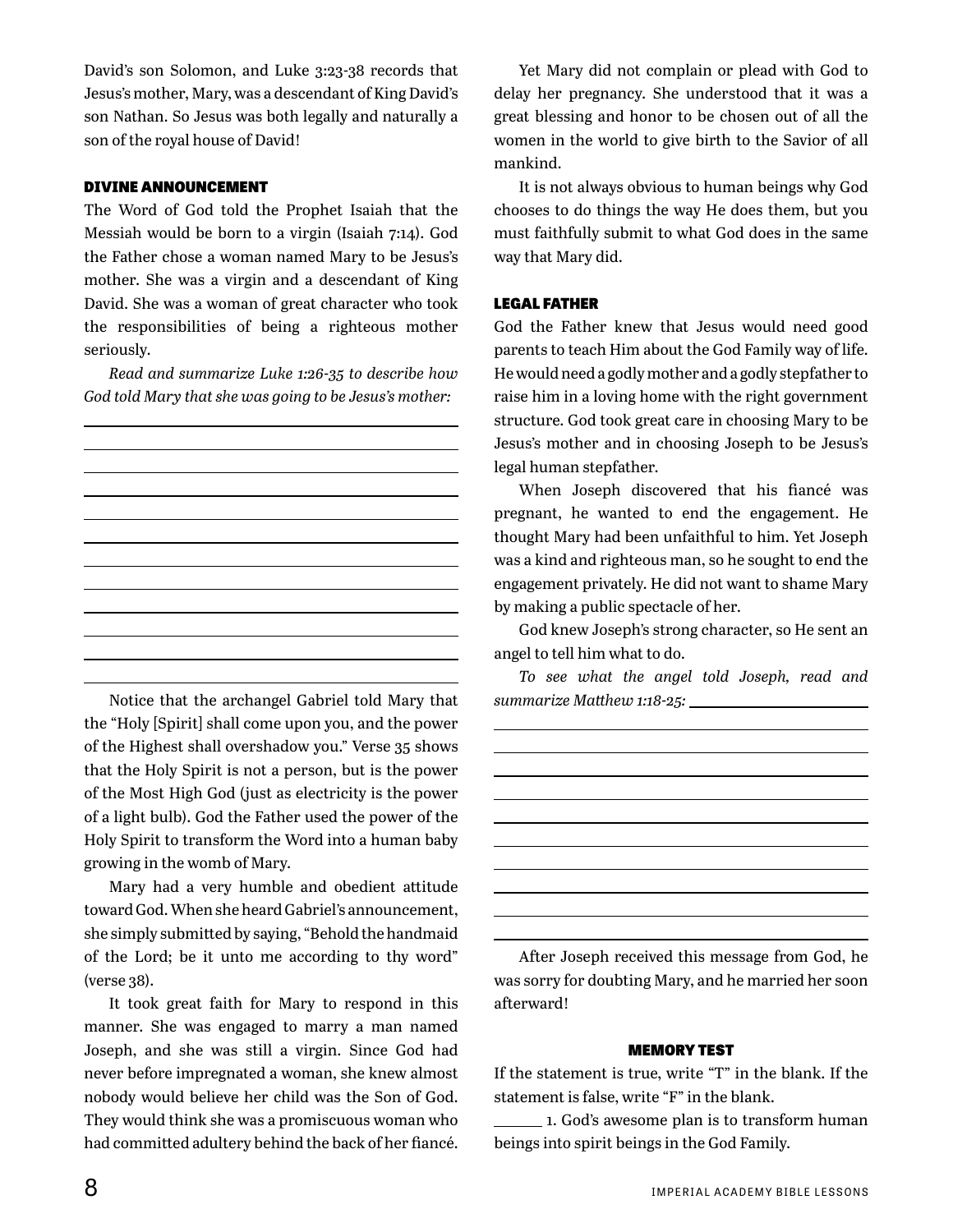David's son Solomon, and Luke 3:23-38 records that Jesus's mother, Mary, was a descendant of King David's son Nathan. So Jesus was both legally and naturally a son of the royal house of David!

### DIVINE ANNOUNCEMENT

The Word of God told the Prophet Isaiah that the Messiah would be born to a virgin (Isaiah 7:14). God the Father chose a woman named Mary to be Jesus's mother. She was a virgin and a descendant of King David. She was a woman of great character who took the responsibilities of being a righteous mother seriously.

*Read and summarize Luke 1:26-35 to describe how God told Mary that she was going to be Jesus's mother:*

______________________________________________
______________________________________________
______________________________________________
______________________________________________
______________________________________________
______________________________________________
______________________________________________
______________________________________________
______________________________________________
______________________________________________
______________________________________________
______________________________________________

Notice that the archangel Gabriel told Mary that the "Holy [Spirit] shall come upon you, and the power of the Highest shall overshadow you." Verse 35 shows that the Holy Spirit is not a person, but is the power of the Most High God (just as electricity is the power of a light bulb). God the Father used the power of the Holy Spirit to transform the Word into a human baby growing in the womb of Mary.

Mary had a very humble and obedient attitude toward God. When she heard Gabriel's announcement, she simply submitted by saying, "Behold the handmaid of the Lord; be it unto me according to thy word" (verse 38).

It took great faith for Mary to respond in this manner. She was engaged to marry a man named Joseph, and she was still a virgin. Since God had never before impregnated a woman, she knew almost nobody would believe her child was the Son of God. They would think she was a promiscuous woman who had committed adultery behind the back of her fiancé.

Yet Mary did not complain or plead with God to delay her pregnancy. She understood that it was a great blessing and honor to be chosen out of all the women in the world to give birth to the Savior of all mankind.

It is not always obvious to human beings why God chooses to do things the way He does them, but you must faithfully submit to what God does in the same way that Mary did.

### LEGAL FATHER

God the Father knew that Jesus would need good parents to teach Him about the God Family way of life. He would need a godly mother and a godly stepfather to raise him in a loving home with the right government structure. God took great care in choosing Mary to be Jesus's mother and in choosing Joseph to be Jesus's legal human stepfather.

When Joseph discovered that his fiancé was pregnant, he wanted to end the engagement. He thought Mary had been unfaithful to him. Yet Joseph was a kind and righteous man, so he sought to end the engagement privately. He did not want to shame Mary by making a public spectacle of her.

God knew Joseph's strong character, so He sent an angel to tell him what to do.

*To see what the angel told Joseph, read and summarize Matthew 1:18-25:* ______________________

______________________________________________
______________________________________________
______________________________________________
______________________________________________
______________________________________________
______________________________________________
______________________________________________
______________________________________________
______________________________________________
______________________________________________

After Joseph received this message from God, he was sorry for doubting Mary, and he married her soon afterward!

### MEMORY TEST

If the statement is true, write "T" in the blank. If the statement is false, write "F" in the blank.

______ 1. God's awesome plan is to transform human beings into spirit beings in the God Family.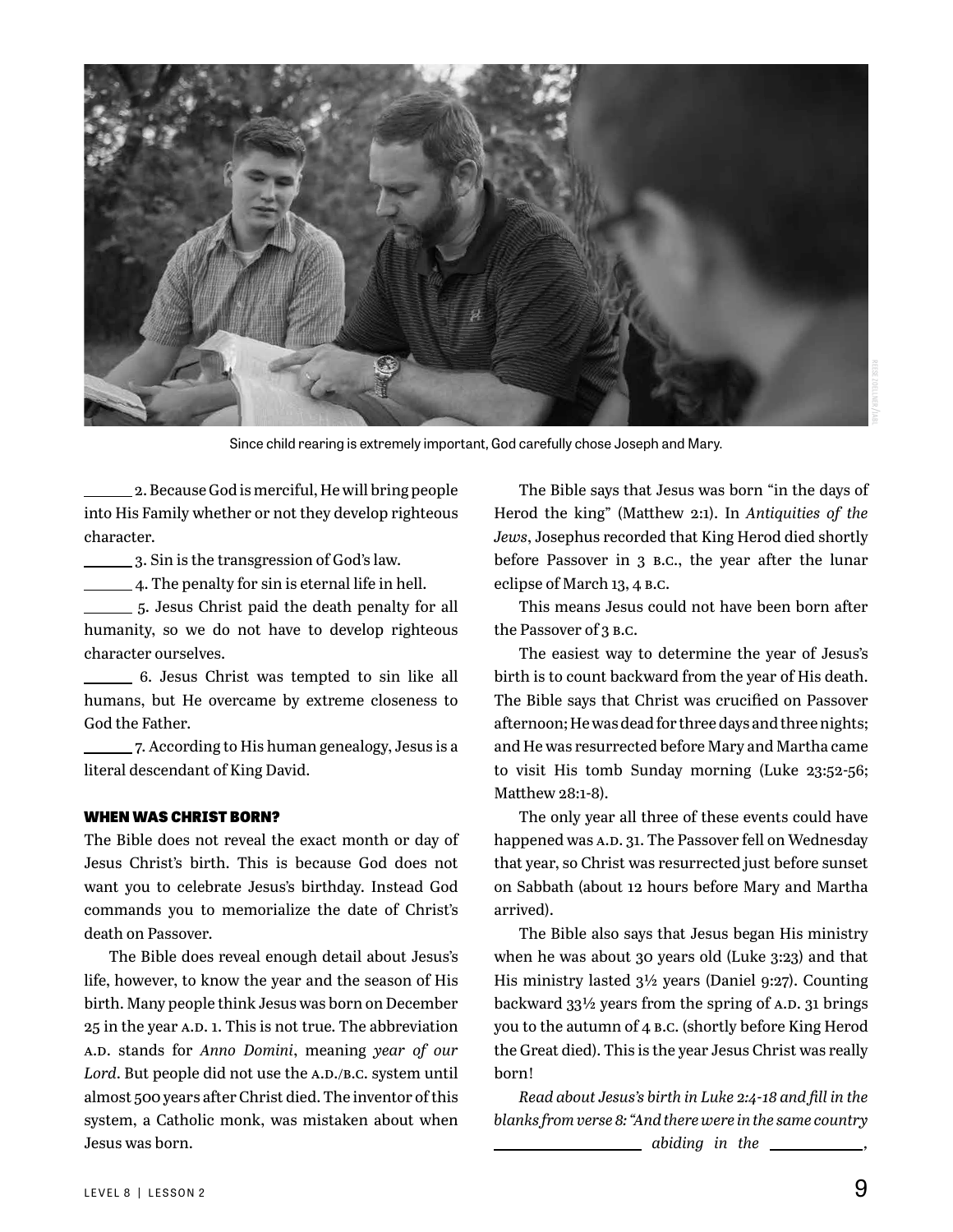Since child rearing is extremely important, God carefully chose Joseph and Mary.

\_\_\_\_\_\_ 2. Because God is merciful, He will bring people into His Family whether or not they develop righteous character.

\_\_\_\_\_\_ 3. Sin is the transgression of God's law.

\_\_\_\_\_\_ 4. The penalty for sin is eternal life in hell.

\_\_\_\_\_\_ 5. Jesus Christ paid the death penalty for all humanity, so we do not have to develop righteous character ourselves.

\_\_\_\_\_\_ 6. Jesus Christ was tempted to sin like all humans, but He overcame by extreme closeness to God the Father.

\_\_\_\_\_\_ 7. According to His human genealogy, Jesus is a literal descendant of King David.

### WHEN WAS CHRIST BORN?

The Bible does not reveal the exact month or day of Jesus Christ's birth. This is because God does not want you to celebrate Jesus's birthday. Instead God commands you to memorialize the date of Christ's death on Passover.

The Bible does reveal enough detail about Jesus's life, however, to know the year and the season of His birth. Many people think Jesus was born on December 25 in the year A.D. 1. This is not true. The abbreviation A.D. stands for *Anno Domini*, meaning *year of our Lord*. But people did not use the A.D./B.C. system until almost 500 years after Christ died. The inventor of this system, a Catholic monk, was mistaken about when Jesus was born.

The Bible says that Jesus was born "in the days of Herod the king" (Matthew 2:1). In *Antiquities of the Jews*, Josephus recorded that King Herod died shortly before Passover in 3 B.C., the year after the lunar eclipse of March 13, 4 B.C.

This means Jesus could not have been born after the Passover of 3 B.C.

The easiest way to determine the year of Jesus's birth is to count backward from the year of His death. The Bible says that Christ was crucified on Passover afternoon; He was dead for three days and three nights; and He was resurrected before Mary and Martha came to visit His tomb Sunday morning (Luke 23:52-56; Matthew 28:1-8).

The only year all three of these events could have happened was A.D. 31. The Passover fell on Wednesday that year, so Christ was resurrected just before sunset on Sabbath (about 12 hours before Mary and Martha arrived).

The Bible also says that Jesus began His ministry when he was about 30 years old (Luke 3:23) and that His ministry lasted 3½ years (Daniel 9:27). Counting backward 33½ years from the spring of A.D. 31 brings you to the autumn of 4 B.C. (shortly before King Herod the Great died). This is the year Jesus Christ was really born!

*Read about Jesus's birth in Luke 2:4-18 and fill in the blanks from verse 8: "And there were in the same country \_\_\_\_\_\_\_\_\_\_\_\_\_\_\_\_ abiding in the \_\_\_\_\_\_\_\_\_\_,*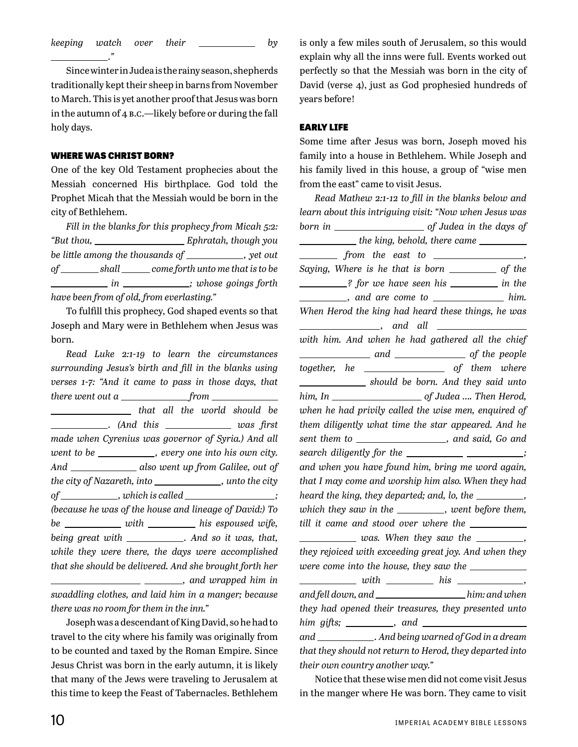*keeping watch over their ____________ by ____________."*

Since winter in Judea is the rainy season, shepherds traditionally kept their sheep in barns from November to March. This is yet another proof that Jesus was born in the autumn of 4 B.C.—likely before or during the fall holy days.

### WHERE WAS CHRIST BORN?

One of the key Old Testament prophecies about the Messiah concerned His birthplace. God told the Prophet Micah that the Messiah would be born in the city of Bethlehem.

*Fill in the blanks for this prophecy from Micah 5:2: "But thou, ____________________ Ephratah, though you be little among the thousands of ____________, yet out of ________ shall ______ come forth unto me that is to be ____________ in ______________; whose goings forth have been from of old, from everlasting."*

To fulfill this prophecy, God shaped events so that Joseph and Mary were in Bethlehem when Jesus was born.

*Read Luke 2:1-19 to learn the circumstances surrounding Jesus's birth and fill in the blanks using verses 1-7: "And it came to pass in those days, that there went out a ______________ from ______________ __________________ that all the world should be ____________. (And this ______________ was first made when Cyrenius was governor of Syria.) And all went to be ____________, every one into his own city. And ______________ also went up from Galilee, out of the city of Nazareth, into ______________, unto the city of ____________, which is called ____________________; (because he was of the house and lineage of David:) To be ____________ with ____________ his espoused wife, being great with ____________. And so it was, that, while they were there, the days were accomplished that she should be delivered. And she brought forth her __________________ ________, and wrapped him in swaddling clothes, and laid him in a manger; because there was no room for them in the inn."*

Joseph was a descendant of King David, so he had to travel to the city where his family was originally from to be counted and taxed by the Roman Empire. Since Jesus Christ was born in the early autumn, it is likely that many of the Jews were traveling to Jerusalem at this time to keep the Feast of Tabernacles. Bethlehem is only a few miles south of Jerusalem, so this would explain why all the inns were full. Events worked out perfectly so that the Messiah was born in the city of David (verse 4), just as God prophesied hundreds of years before!

### EARLY LIFE

Some time after Jesus was born, Joseph moved his family into a house in Bethlehem. While Joseph and his family lived in this house, a group of "wise men from the east" came to visit Jesus.

*Read Mathew 2:1-12 to fill in the blanks below and learn about this intriguing visit: "Now when Jesus was born in __________________ of Judea in the days of ____________ the king, behold, there came __________ ________ from the east to __________________, Saying, Where is he that is born __________ of the __________? for we have seen his __________ in the __________, and are come to ______________ him. When Herod the king had heard these things, he was ________________, and all __________________ with him. And when he had gathered all the chief ______________ and ______________ of the people together, he ________________ of them where ______________ should be born. And they said unto him, In __________________ of Judea …. Then Herod, when he had privily called the wise men, enquired of them diligently what time the star appeared. And he sent them to __________________, and said, Go and search diligently for the ____________ ____________; and when you have found him, bring me word again, that I may come and worship him also. When they had heard the king, they departed; and, lo, the __________, which they saw in the __________, went before them, till it came and stood over where the ____________ ____________ was. When they saw the __________, they rejoiced with exceeding great joy. And when they were come into the house, they saw the ____________ ____________ with __________ his ______________, and fell down, and __________________ him: and when they had opened their treasures, they presented unto him gifts; __________, and ______________________ and ____________. And being warned of God in a dream that they should not return to Herod, they departed into their own country another way."*

Notice that these wise men did not come visit Jesus in the manger where He was born. They came to visit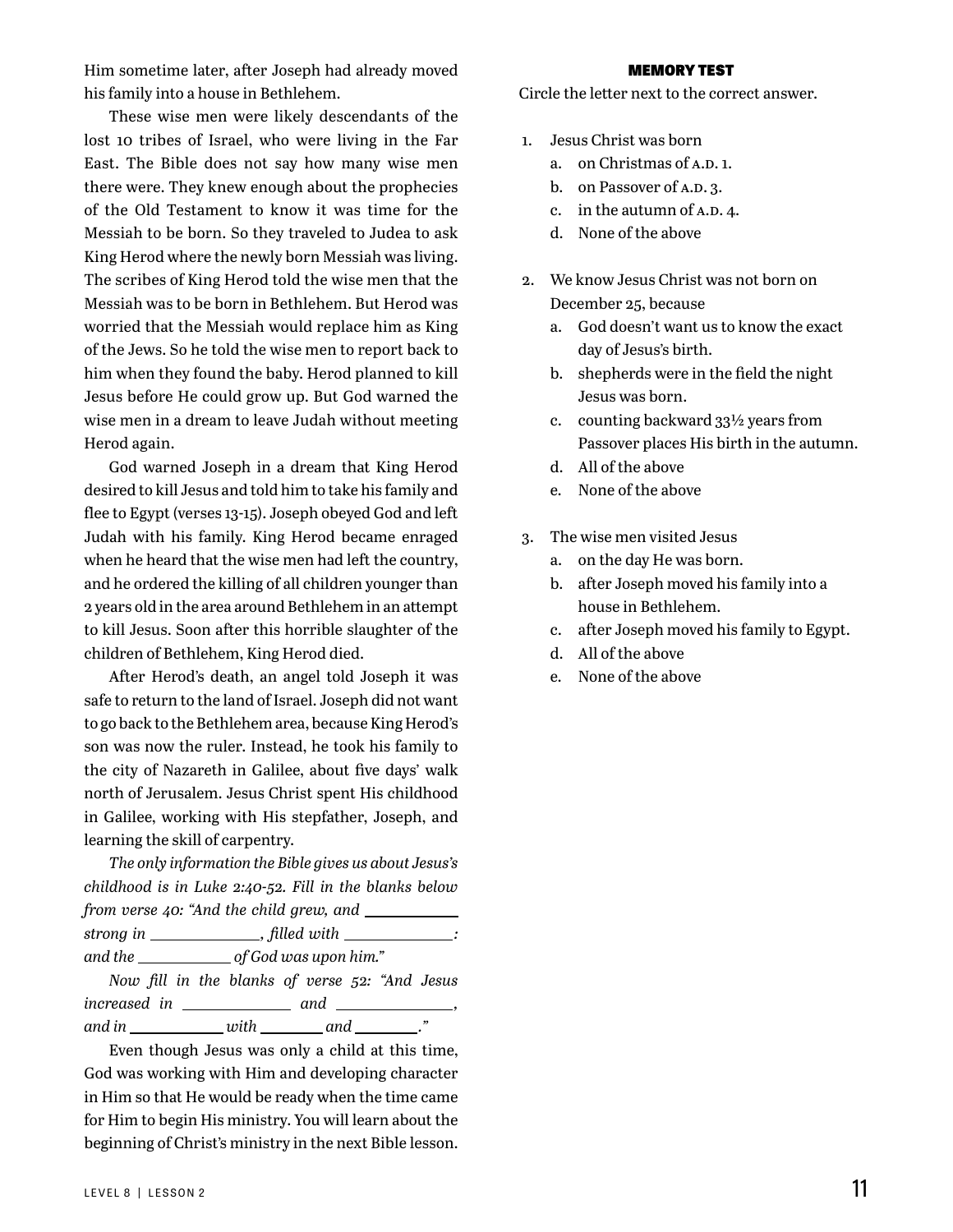Him sometime later, after Joseph had already moved his family into a house in Bethlehem.

These wise men were likely descendants of the lost 10 tribes of Israel, who were living in the Far East. The Bible does not say how many wise men there were. They knew enough about the prophecies of the Old Testament to know it was time for the Messiah to be born. So they traveled to Judea to ask King Herod where the newly born Messiah was living. The scribes of King Herod told the wise men that the Messiah was to be born in Bethlehem. But Herod was worried that the Messiah would replace him as King of the Jews. So he told the wise men to report back to him when they found the baby. Herod planned to kill Jesus before He could grow up. But God warned the wise men in a dream to leave Judah without meeting Herod again.

God warned Joseph in a dream that King Herod desired to kill Jesus and told him to take his family and flee to Egypt (verses 13-15). Joseph obeyed God and left Judah with his family. King Herod became enraged when he heard that the wise men had left the country, and he ordered the killing of all children younger than 2 years old in the area around Bethlehem in an attempt to kill Jesus. Soon after this horrible slaughter of the children of Bethlehem, King Herod died.

After Herod's death, an angel told Joseph it was safe to return to the land of Israel. Joseph did not want to go back to the Bethlehem area, because King Herod's son was now the ruler. Instead, he took his family to the city of Nazareth in Galilee, about five days' walk north of Jerusalem. Jesus Christ spent His childhood in Galilee, working with His stepfather, Joseph, and learning the skill of carpentry.

*The only information the Bible gives us about Jesus's childhood is in Luke 2:40-52. Fill in the blanks below from verse 40: "And the child grew, and ____________ strong in ______________, filled with ______________: and the ____________ of God was upon him."*

*Now fill in the blanks of verse 52: "And Jesus increased in ______________ and ______________, and in ____________ with ________ and ________."*

Even though Jesus was only a child at this time, God was working with Him and developing character in Him so that He would be ready when the time came for Him to begin His ministry. You will learn about the beginning of Christ's ministry in the next Bible lesson.

### MEMORY TEST

Circle the letter next to the correct answer.

1. Jesus Christ was born
   a. on Christmas of A.D. 1.
   b. on Passover of A.D. 3.
   c. in the autumn of A.D. 4.
   d. None of the above

2. We know Jesus Christ was not born on December 25, because
   a. God doesn't want us to know the exact day of Jesus's birth.
   b. shepherds were in the field the night Jesus was born.
   c. counting backward 33½ years from Passover places His birth in the autumn.
   d. All of the above
   e. None of the above

3. The wise men visited Jesus
   a. on the day He was born.
   b. after Joseph moved his family into a house in Bethlehem.
   c. after Joseph moved his family to Egypt.
   d. All of the above
   e. None of the above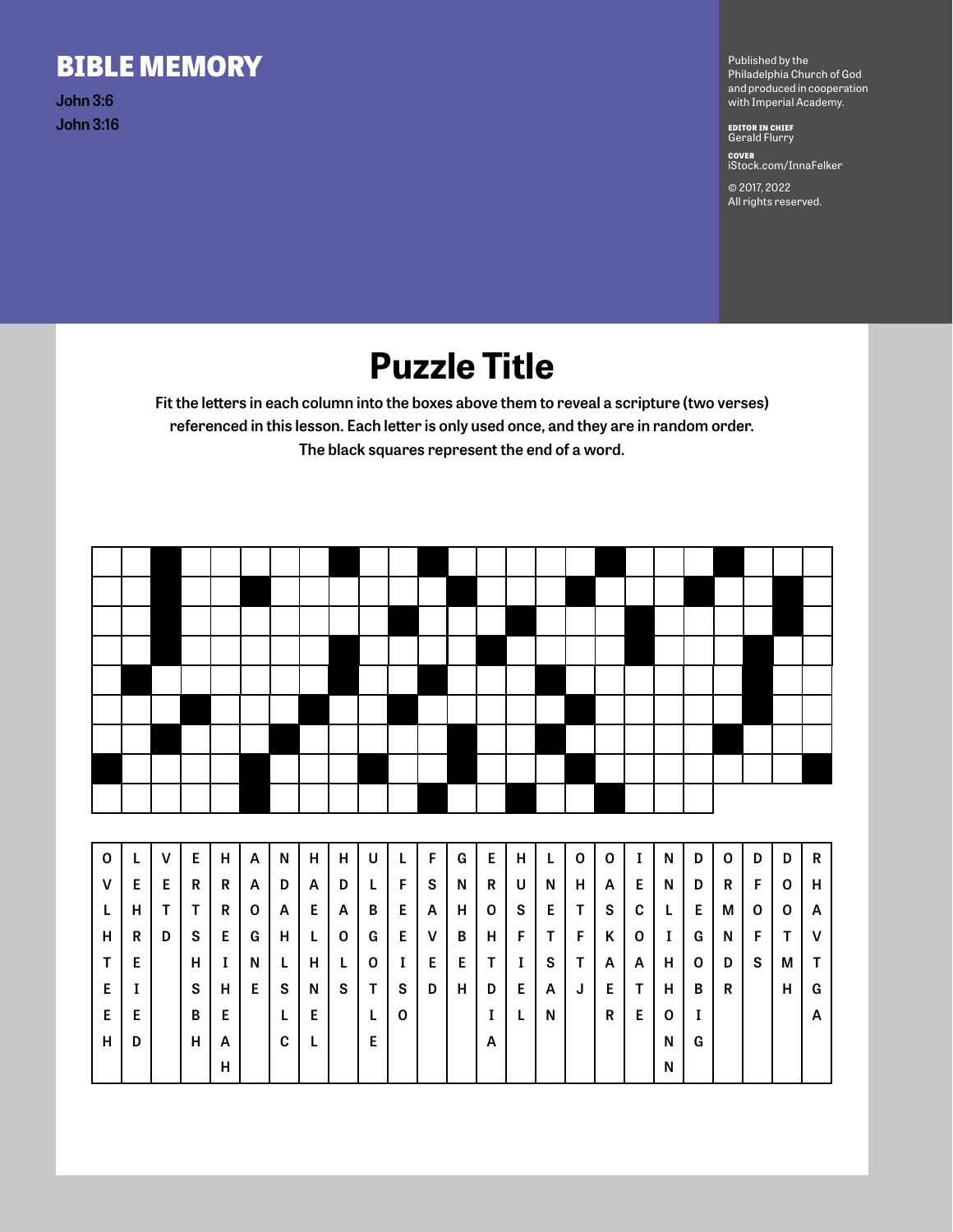# BIBLE MEMORY

John 3:6

John 3:16

Published by the Philadelphia Church of God and produced in cooperation with Imperial Academy.

**EDITOR IN CHIEF**
Gerald Flurry

**COVER**
iStock.com/InnaFelker

© 2017, 2022
All rights reserved.

# Puzzle Title

**Fit the letters in each column into the boxes above them to reveal a scripture (two verses) referenced in this lesson. Each letter is only used once, and they are in random order. The black squares represent the end of a word.**

| | | | | | | | | | | | | | | | | | | | | | | | | |
|---|---|---|---|---|---|---|---|---|---|---|---|---|---|---|---|---|---|---|---|---|---|---|---|---|
| O | L | V | E | H | A | N | H | H | U | L | F | G | E | H | L | O | O | I | N | D | O | D | D | R |
| V | E | E | R | R | A | D | A | D | L | F | S | N | R | U | N | H | A | E | N | D | R | F | O | H |
| L | H | T | T | R | O | A | E | A | B | E | A | H | O | S | E | T | S | C | L | E | M | O | O | A |
| H | R | D | S | E | G | H | L | O | G | E | V | B | H | F | T | F | K | O | I | G | N | F | T | V |
| T | E | | H | I | N | L | H | L | O | I | E | E | T | I | S | T | A | A | H | O | D | S | M | T |
| E | I | | S | H | E | S | N | S | T | S | D | H | D | E | A | J | E | T | H | B | R | | H | G |
| E | E | | B | E | | L | E | | L | O | | | I | L | N | | R | E | O | I | | | | A |
| H | D | | H | A | | C | L | | E | | | | A | | | | | | N | G | | | | |
| | | | | H | | | | | | | | | | | | | | | N | | | | | |